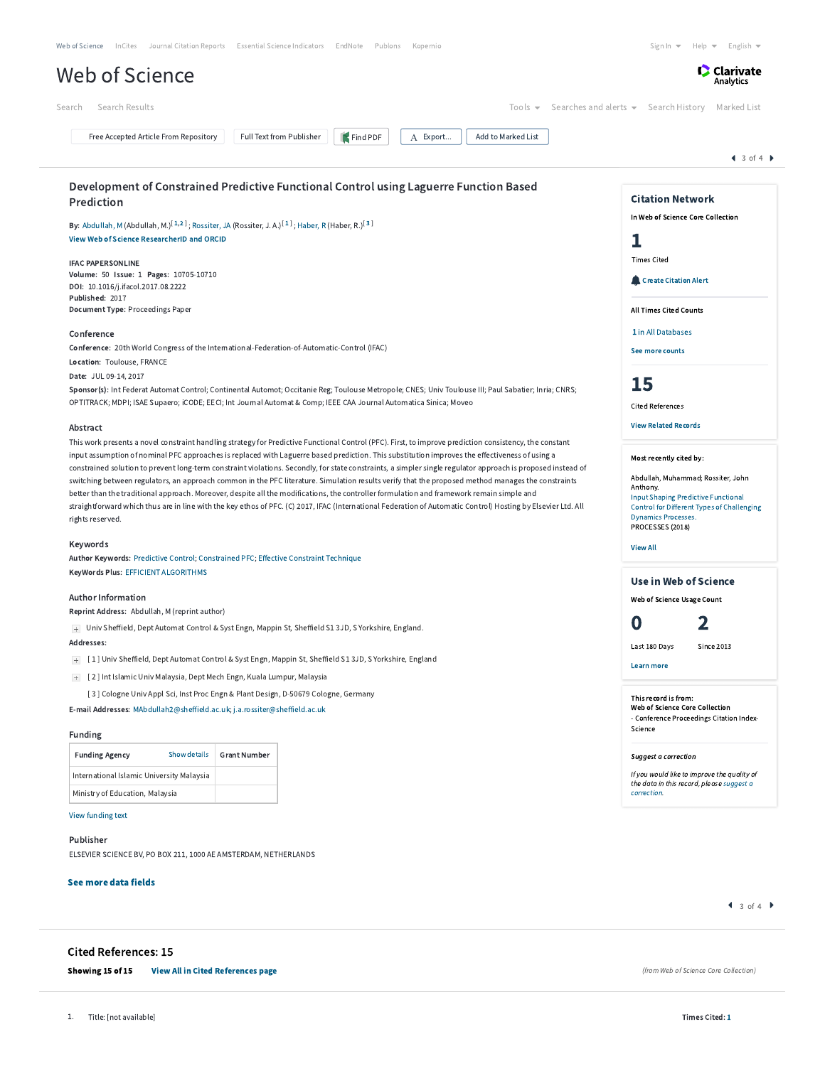# Development of Constrained Predictive Functional Control using Laguerre Function Based Prediction

**By:** Abdullah, M (Abdullah, M.)[1,2]; Rossiter, JA (Rossiter, J. A.)[1]; Haber, R (Haber, R.)[3]

View Web of Science ResearcherID and ORCID

**IFAC PAPERSONLINE**

**Volume:** 50 **Issue:** 1 **Pages:** 10705-10710

**DOI:** 10.1016/j.ifacol.2017.08.2222

**Published:** 2017

**Document Type:** Proceedings Paper

## Conference

**Conference:** 20th World Congress of the International-Federation-of-Automatic-Control (IFAC)

**Location:** Toulouse, FRANCE

**Date:** JUL 09-14, 2017

**Sponsor(s):** Int Federat Automat Control; Continental Automot; Occitanie Reg; Toulouse Metropole; CNES; Univ Toulouse III; Paul Sabatier; Inria; CNRS; OPTITRACK; MDPI; ISAE Supaero; iCODE; EECI; Int Journal Automat & Comp; IEEE CAA Journal Automatica Sinica; Moveo

## Abstract

This work presents a novel constraint handling strategy for Predictive Functional Control (PFC). First, to improve prediction consistency, the constant input assumption of nominal PFC approaches is replaced with Laguerre based prediction. This substitution improves the effectiveness of using a constrained solution to prevent long-term constraint violations. Secondly, for state constraints, a simpler single regulator approach is proposed instead of switching between regulators, an approach common in the PFC literature. Simulation results verify that the proposed method manages the constraints better than the traditional approach. Moreover, despite all the modifications, the controller formulation and framework remain simple and straightforward which thus are in line with the key ethos of PFC. (C) 2017, IFAC (International Federation of Automatic Control) Hosting by Elsevier Ltd. All rights reserved.

## Keywords

**Author Keywords:** Predictive Control; Constrained PFC; Effective Constraint Technique

**KeyWords Plus:** EFFICIENT ALGORITHMS

## Author Information

**Reprint Address:** Abdullah, M (reprint author)

Univ Sheffield, Dept Automat Control & Syst Engn, Mappin St, Sheffield S1 3JD, S Yorkshire, England.

**Addresses:**

[1] Univ Sheffield, Dept Automat Control & Syst Engn, Mappin St, Sheffield S1 3JD, S Yorkshire, England

[2] Int Islamic Univ Malaysia, Dept Mech Engn, Kuala Lumpur, Malaysia

[3] Cologne Univ Appl Sci, Inst Proc Engn & Plant Design, D-50679 Cologne, Germany

**E-mail Addresses:** MAbdullah2@sheffield.ac.uk; j.a.rossiter@sheffield.ac.uk

## Funding

| Funding Agency | Grant Number |
|---|---|
| International Islamic University Malaysia | |
| Ministry of Education, Malaysia | |

View funding text

## Publisher

ELSEVIER SCIENCE BV, PO BOX 211, 1000 AE AMSTERDAM, NETHERLANDS

**See more data fields**

## Citation Network

In Web of Science Core Collection

**1** Times Cited

Create Citation Alert

All Times Cited Counts

1 in All Databases

See more counts

**15** Cited References

View Related Records

**Most recently cited by:**

Abdullah, Muhammad; Rossiter, John Anthony.
Input Shaping Predictive Functional Control for Different Types of Challenging Dynamics Processes.
PROCESSES (2018)

View All

## Use in Web of Science

Web of Science Usage Count

**0** Last 180 Days

**2** Since 2013

Learn more

This record is from:
Web of Science Core Collection
- Conference Proceedings Citation Index-Science

*Suggest a correction*

*If you would like to improve the quality of the data in this record, please suggest a correction.*

## Cited References: 15

**Showing 15 of 15** **View All in Cited References page**

*(from Web of Science Core Collection)*

1. Title: [not available] Times Cited: 1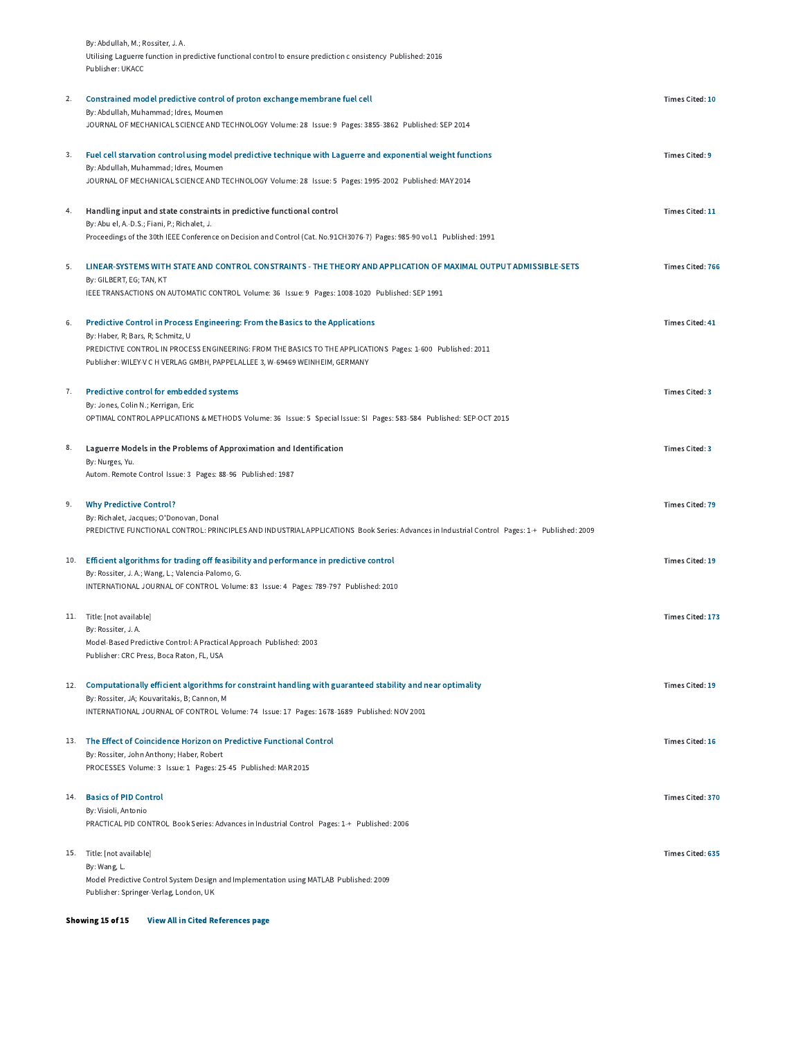By: Abdullah, M.; Rossiter, J. A.
Utilising Laguerre function in predictive functional control to ensure prediction c onsistency Published: 2016
Publisher: UKACC

2. **Constrained model predictive control of proton exchange membrane fuel cell** — Times Cited: 10
   By: Abdullah, Muhammad; Idres, Moumen
   JOURNAL OF MECHANICAL SCIENCE AND TECHNOLOGY Volume: 28 Issue: 9 Pages: 3855-3862 Published: SEP 2014

3. **Fuel cell starvation control using model predictive technique with Laguerre and exponential weight functions** — Times Cited: 9
   By: Abdullah, Muhammad; Idres, Moumen
   JOURNAL OF MECHANICAL SCIENCE AND TECHNOLOGY Volume: 28 Issue: 5 Pages: 1995-2002 Published: MAY 2014

4. **Handling input and state constraints in predictive functional control** — Times Cited: 11
   By: Abu el, A.-D.S.; Fiani, P.; Richalet, J.
   Proceedings of the 30th IEEE Conference on Decision and Control (Cat. No.91CH3076-7) Pages: 985-90 vol.1 Published: 1991

5. **LINEAR-SYSTEMS WITH STATE AND CONTROL CONSTRAINTS - THE THEORY AND APPLICATION OF MAXIMAL OUTPUT ADMISSIBLE-SETS** — Times Cited: 766
   By: GILBERT, EG; TAN, KT
   IEEE TRANSACTIONS ON AUTOMATIC CONTROL Volume: 36 Issue: 9 Pages: 1008-1020 Published: SEP 1991

6. **Predictive Control in Process Engineering: From the Basics to the Applications** — Times Cited: 41
   By: Haber, R; Bars, R; Schmitz, U
   PREDICTIVE CONTROL IN PROCESS ENGINEERING: FROM THE BASICS TO THE APPLICATIONS Pages: 1-600 Published: 2011
   Publisher: WILEY-V C H VERLAG GMBH, PAPPELALLEE 3, W-69469 WEINHEIM, GERMANY

7. **Predictive control for embedded systems** — Times Cited: 3
   By: Jones, Colin N.; Kerrigan, Eric
   OPTIMAL CONTROL APPLICATIONS & METHODS Volume: 36 Issue: 5 Special Issue: SI Pages: 583-584 Published: SEP-OCT 2015

8. **Laguerre Models in the Problems of Approximation and Identification** — Times Cited: 3
   By: Nurges, Yu.
   Autom. Remote Control Issue: 3 Pages: 88-96 Published: 1987

9. **Why Predictive Control?** — Times Cited: 79
   By: Richalet, Jacques; O'Donovan, Donal
   PREDICTIVE FUNCTIONAL CONTROL: PRINCIPLES AND INDUSTRIAL APPLICATIONS Book Series: Advances in Industrial Control Pages: 1-+ Published: 2009

10. **Efficient algorithms for trading off feasibility and performance in predictive control** — Times Cited: 19
    By: Rossiter, J. A.; Wang, L.; Valencia-Palomo, G.
    INTERNATIONAL JOURNAL OF CONTROL Volume: 83 Issue: 4 Pages: 789-797 Published: 2010

11. Title: [not available] — Times Cited: 173
    By: Rossiter, J. A.
    Model-Based Predictive Control: A Practical Approach Published: 2003
    Publisher: CRC Press, Boca Raton, FL, USA

12. **Computationally efficient algorithms for constraint handling with guaranteed stability and near optimality** — Times Cited: 19
    By: Rossiter, JA; Kouvaritakis, B; Cannon, M
    INTERNATIONAL JOURNAL OF CONTROL Volume: 74 Issue: 17 Pages: 1678-1689 Published: NOV 2001

13. **The Effect of Coincidence Horizon on Predictive Functional Control** — Times Cited: 16
    By: Rossiter, John Anthony; Haber, Robert
    PROCESSES Volume: 3 Issue: 1 Pages: 25-45 Published: MAR 2015

14. **Basics of PID Control** — Times Cited: 370
    By: Visioli, Antonio
    PRACTICAL PID CONTROL Book Series: Advances in Industrial Control Pages: 1-+ Published: 2006

15. Title: [not available] — Times Cited: 635
    By: Wang, L.
    Model Predictive Control System Design and Implementation using MATLAB Published: 2009
    Publisher: Springer-Verlag, London, UK

**Showing 15 of 15** **View All in Cited References page**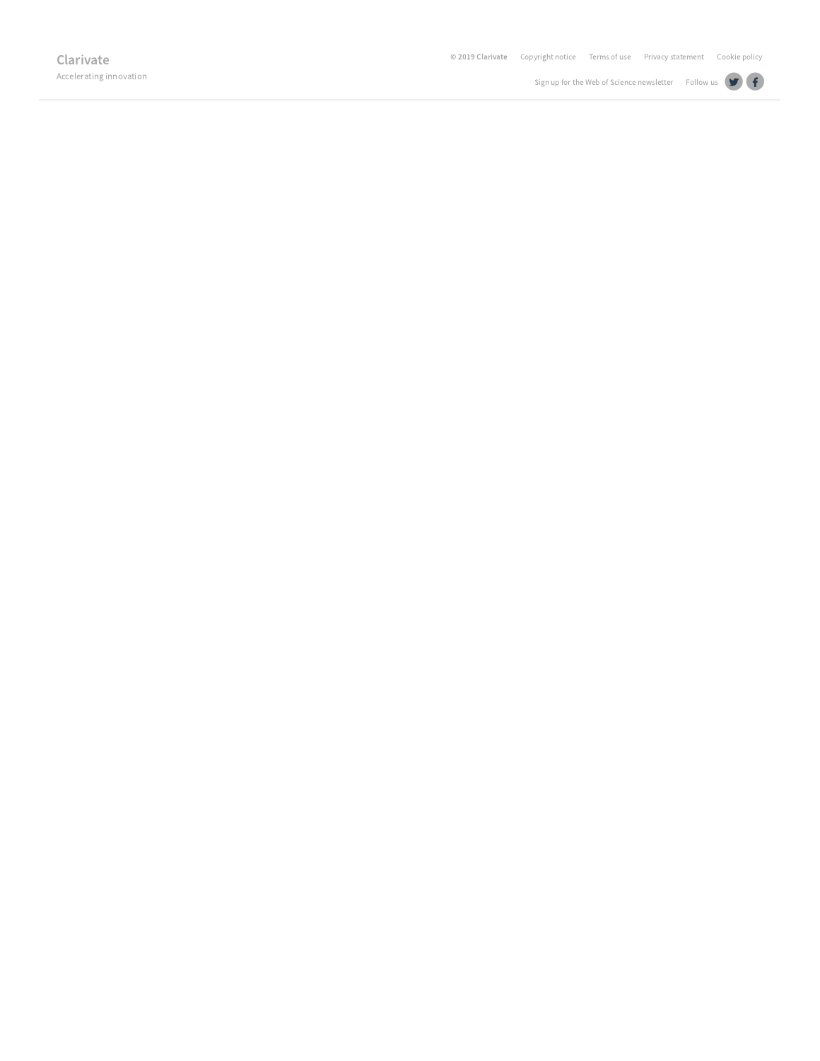Clarivate

Accelerating innovation

© 2019 Clarivate    Copyright notice    Terms of use    Privacy statement    Cookie policy

Sign up for the Web of Science newsletter    Follow us